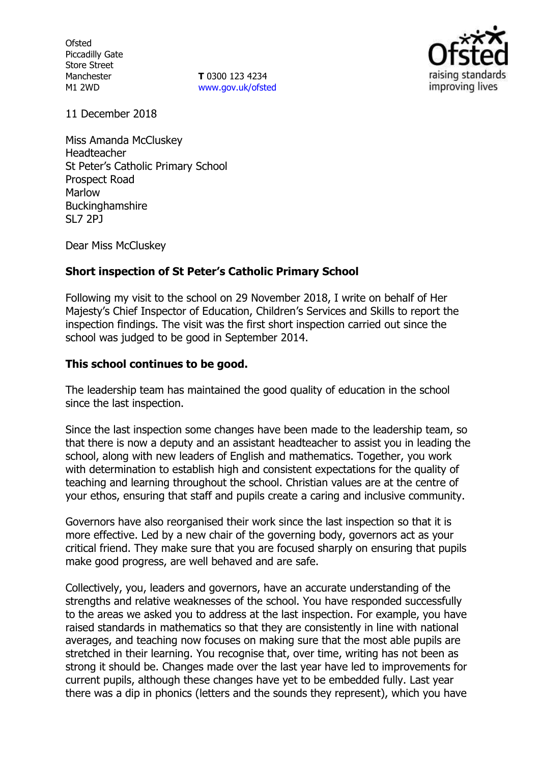Ofsted
Piccadilly Gate
Store Street
Manchester
M1 2WD

**T** 0300 123 4234
www.gov.uk/ofsted

11 December 2018

Miss Amanda McCluskey
Headteacher
St Peter's Catholic Primary School
Prospect Road
Marlow
Buckinghamshire
SL7 2PJ

Dear Miss McCluskey

**Short inspection of St Peter's Catholic Primary School**

Following my visit to the school on 29 November 2018, I write on behalf of Her Majesty's Chief Inspector of Education, Children's Services and Skills to report the inspection findings. The visit was the first short inspection carried out since the school was judged to be good in September 2014.

**This school continues to be good.**

The leadership team has maintained the good quality of education in the school since the last inspection.

Since the last inspection some changes have been made to the leadership team, so that there is now a deputy and an assistant headteacher to assist you in leading the school, along with new leaders of English and mathematics. Together, you work with determination to establish high and consistent expectations for the quality of teaching and learning throughout the school. Christian values are at the centre of your ethos, ensuring that staff and pupils create a caring and inclusive community.

Governors have also reorganised their work since the last inspection so that it is more effective. Led by a new chair of the governing body, governors act as your critical friend. They make sure that you are focused sharply on ensuring that pupils make good progress, are well behaved and are safe.

Collectively, you, leaders and governors, have an accurate understanding of the strengths and relative weaknesses of the school. You have responded successfully to the areas we asked you to address at the last inspection. For example, you have raised standards in mathematics so that they are consistently in line with national averages, and teaching now focuses on making sure that the most able pupils are stretched in their learning. You recognise that, over time, writing has not been as strong it should be. Changes made over the last year have led to improvements for current pupils, although these changes have yet to be embedded fully. Last year there was a dip in phonics (letters and the sounds they represent), which you have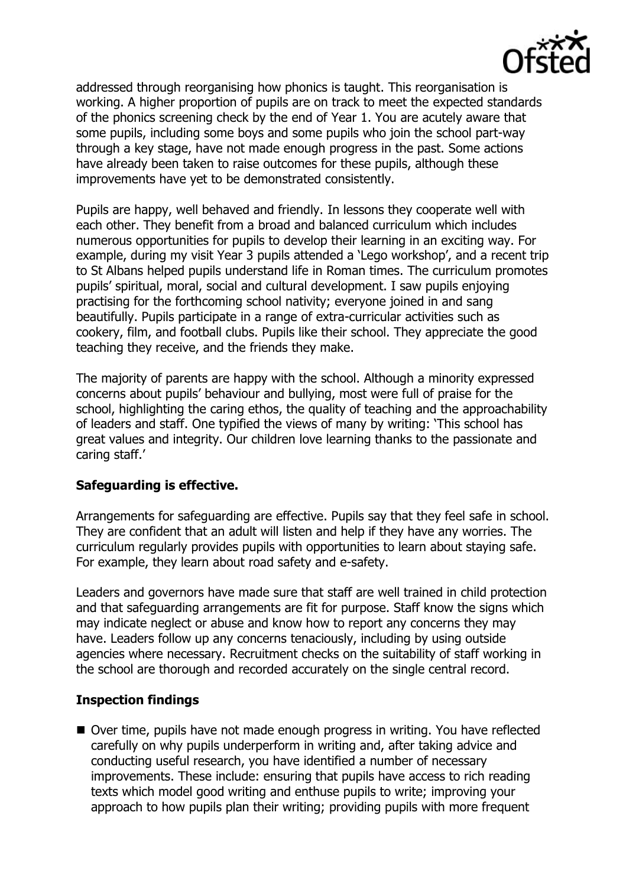addressed through reorganising how phonics is taught. This reorganisation is working. A higher proportion of pupils are on track to meet the expected standards of the phonics screening check by the end of Year 1. You are acutely aware that some pupils, including some boys and some pupils who join the school part-way through a key stage, have not made enough progress in the past. Some actions have already been taken to raise outcomes for these pupils, although these improvements have yet to be demonstrated consistently.

Pupils are happy, well behaved and friendly. In lessons they cooperate well with each other. They benefit from a broad and balanced curriculum which includes numerous opportunities for pupils to develop their learning in an exciting way. For example, during my visit Year 3 pupils attended a 'Lego workshop', and a recent trip to St Albans helped pupils understand life in Roman times. The curriculum promotes pupils' spiritual, moral, social and cultural development. I saw pupils enjoying practising for the forthcoming school nativity; everyone joined in and sang beautifully. Pupils participate in a range of extra-curricular activities such as cookery, film, and football clubs. Pupils like their school. They appreciate the good teaching they receive, and the friends they make.

The majority of parents are happy with the school. Although a minority expressed concerns about pupils' behaviour and bullying, most were full of praise for the school, highlighting the caring ethos, the quality of teaching and the approachability of leaders and staff. One typified the views of many by writing: 'This school has great values and integrity. Our children love learning thanks to the passionate and caring staff.'

## Safeguarding is effective.

Arrangements for safeguarding are effective. Pupils say that they feel safe in school. They are confident that an adult will listen and help if they have any worries. The curriculum regularly provides pupils with opportunities to learn about staying safe. For example, they learn about road safety and e-safety.

Leaders and governors have made sure that staff are well trained in child protection and that safeguarding arrangements are fit for purpose. Staff know the signs which may indicate neglect or abuse and know how to report any concerns they may have. Leaders follow up any concerns tenaciously, including by using outside agencies where necessary. Recruitment checks on the suitability of staff working in the school are thorough and recorded accurately on the single central record.

## Inspection findings

- Over time, pupils have not made enough progress in writing. You have reflected carefully on why pupils underperform in writing and, after taking advice and conducting useful research, you have identified a number of necessary improvements. These include: ensuring that pupils have access to rich reading texts which model good writing and enthuse pupils to write; improving your approach to how pupils plan their writing; providing pupils with more frequent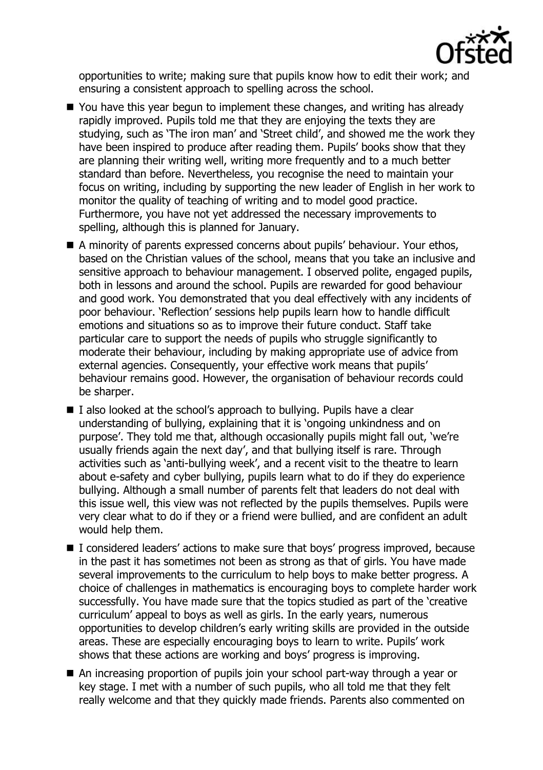opportunities to write; making sure that pupils know how to edit their work; and ensuring a consistent approach to spelling across the school.

- You have this year begun to implement these changes, and writing has already rapidly improved. Pupils told me that they are enjoying the texts they are studying, such as 'The iron man' and 'Street child', and showed me the work they have been inspired to produce after reading them. Pupils' books show that they are planning their writing well, writing more frequently and to a much better standard than before. Nevertheless, you recognise the need to maintain your focus on writing, including by supporting the new leader of English in her work to monitor the quality of teaching of writing and to model good practice. Furthermore, you have not yet addressed the necessary improvements to spelling, although this is planned for January.
- A minority of parents expressed concerns about pupils' behaviour. Your ethos, based on the Christian values of the school, means that you take an inclusive and sensitive approach to behaviour management. I observed polite, engaged pupils, both in lessons and around the school. Pupils are rewarded for good behaviour and good work. You demonstrated that you deal effectively with any incidents of poor behaviour. 'Reflection' sessions help pupils learn how to handle difficult emotions and situations so as to improve their future conduct. Staff take particular care to support the needs of pupils who struggle significantly to moderate their behaviour, including by making appropriate use of advice from external agencies. Consequently, your effective work means that pupils' behaviour remains good. However, the organisation of behaviour records could be sharper.
- I also looked at the school's approach to bullying. Pupils have a clear understanding of bullying, explaining that it is 'ongoing unkindness and on purpose'. They told me that, although occasionally pupils might fall out, 'we're usually friends again the next day', and that bullying itself is rare. Through activities such as 'anti-bullying week', and a recent visit to the theatre to learn about e-safety and cyber bullying, pupils learn what to do if they do experience bullying. Although a small number of parents felt that leaders do not deal with this issue well, this view was not reflected by the pupils themselves. Pupils were very clear what to do if they or a friend were bullied, and are confident an adult would help them.
- I considered leaders' actions to make sure that boys' progress improved, because in the past it has sometimes not been as strong as that of girls. You have made several improvements to the curriculum to help boys to make better progress. A choice of challenges in mathematics is encouraging boys to complete harder work successfully. You have made sure that the topics studied as part of the 'creative curriculum' appeal to boys as well as girls. In the early years, numerous opportunities to develop children's early writing skills are provided in the outside areas. These are especially encouraging boys to learn to write. Pupils' work shows that these actions are working and boys' progress is improving.
- An increasing proportion of pupils join your school part-way through a year or key stage. I met with a number of such pupils, who all told me that they felt really welcome and that they quickly made friends. Parents also commented on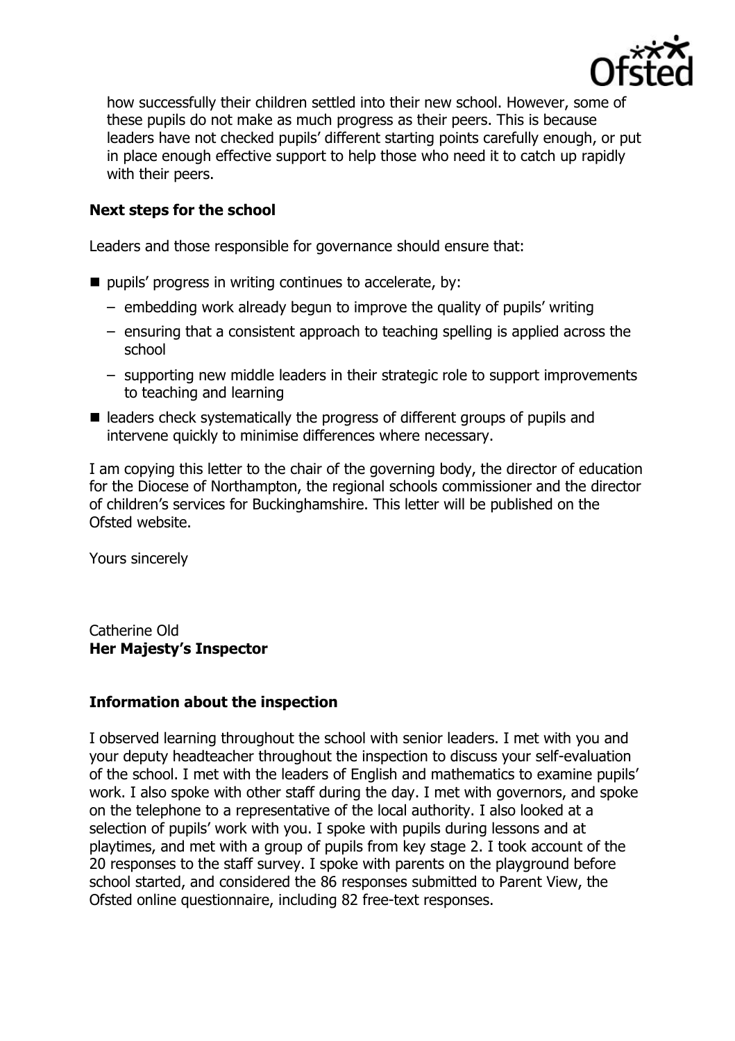how successfully their children settled into their new school. However, some of these pupils do not make as much progress as their peers. This is because leaders have not checked pupils' different starting points carefully enough, or put in place enough effective support to help those who need it to catch up rapidly with their peers.

### Next steps for the school

Leaders and those responsible for governance should ensure that:

- pupils' progress in writing continues to accelerate, by:
  - embedding work already begun to improve the quality of pupils' writing
  - ensuring that a consistent approach to teaching spelling is applied across the school
  - supporting new middle leaders in their strategic role to support improvements to teaching and learning
- leaders check systematically the progress of different groups of pupils and intervene quickly to minimise differences where necessary.

I am copying this letter to the chair of the governing body, the director of education for the Diocese of Northampton, the regional schools commissioner and the director of children's services for Buckinghamshire. This letter will be published on the Ofsted website.

Yours sincerely

Catherine Old
**Her Majesty's Inspector**

### Information about the inspection

I observed learning throughout the school with senior leaders. I met with you and your deputy headteacher throughout the inspection to discuss your self-evaluation of the school. I met with the leaders of English and mathematics to examine pupils' work. I also spoke with other staff during the day. I met with governors, and spoke on the telephone to a representative of the local authority. I also looked at a selection of pupils' work with you. I spoke with pupils during lessons and at playtimes, and met with a group of pupils from key stage 2. I took account of the 20 responses to the staff survey. I spoke with parents on the playground before school started, and considered the 86 responses submitted to Parent View, the Ofsted online questionnaire, including 82 free-text responses.